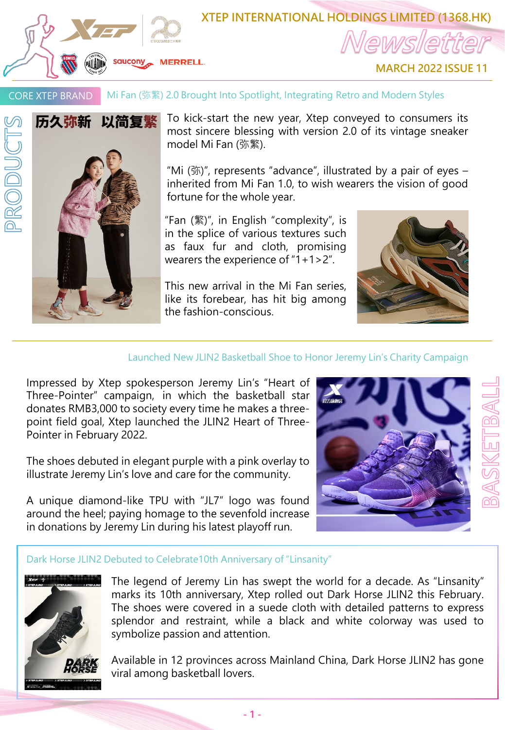# XTEP INTERNATIONAL HOLDINGS LIMITED (1368.HK)

# Newsletter

MARCH 2022 ISSUE 11

## PRODUCTS

CORE XTEP BRAND

### Mi Fan (弥繁) 2.0 Brought Into Spotlight, Integrating Retro and Modern Styles

To kick-start the new year, Xtep conveyed to consumers its most sincere blessing with version 2.0 of its vintage sneaker model Mi Fan (弥繁).

"Mi (弥)", represents "advance", illustrated by a pair of eyes – inherited from Mi Fan 1.0, to wish wearers the vision of good fortune for the whole year.

"Fan (繁)", in English "complexity", is in the splice of various textures such as faux fur and cloth, promising wearers the experience of "1+1>2".

This new arrival in the Mi Fan series, like its forebear, has hit big among the fashion-conscious.

## BASKETBALL

### Launched New JLIN2 Basketball Shoe to Honor Jeremy Lin's Charity Campaign

Impressed by Xtep spokesperson Jeremy Lin's "Heart of Three-Pointer" campaign, in which the basketball star donates RMB3,000 to society every time he makes a three-point field goal, Xtep launched the JLIN2 Heart of Three-Pointer in February 2022.

The shoes debuted in elegant purple with a pink overlay to illustrate Jeremy Lin's love and care for the community.

A unique diamond-like TPU with "JL7" logo was found around the heel; paying homage to the sevenfold increase in donations by Jeremy Lin during his latest playoff run.

### Dark Horse JLIN2 Debuted to Celebrate10th Anniversary of "Linsanity"

The legend of Jeremy Lin has swept the world for a decade. As "Linsanity" marks its 10th anniversary, Xtep rolled out Dark Horse JLIN2 this February. The shoes were covered in a suede cloth with detailed patterns to express splendor and restraint, while a black and white colorway was used to symbolize passion and attention.

Available in 12 provinces across Mainland China, Dark Horse JLIN2 has gone viral among basketball lovers.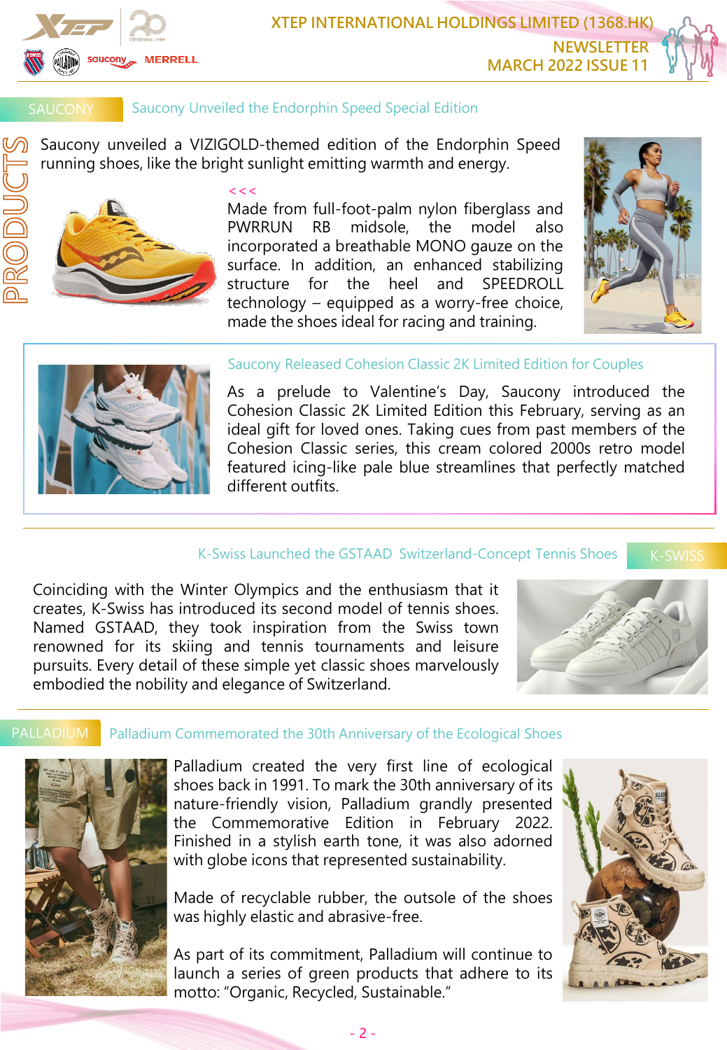PRODUCTS

## SAUCONY — Saucony Unveiled the Endorphin Speed Special Edition

Saucony unveiled a VIZIGOLD-themed edition of the Endorphin Speed running shoes, like the bright sunlight emitting warmth and energy.

Made from full-foot-palm nylon fiberglass and PWRRUN RB midsole, the model also incorporated a breathable MONO gauze on the surface. In addition, an enhanced stabilizing structure for the heel and SPEEDROLL technology – equipped as a worry-free choice, made the shoes ideal for racing and training.

### Saucony Released Cohesion Classic 2K Limited Edition for Couples

As a prelude to Valentine's Day, Saucony introduced the Cohesion Classic 2K Limited Edition this February, serving as an ideal gift for loved ones. Taking cues from past members of the Cohesion Classic series, this cream colored 2000s retro model featured icing-like pale blue streamlines that perfectly matched different outfits.

## K-SWISS — K-Swiss Launched the GSTAAD Switzerland-Concept Tennis Shoes

Coinciding with the Winter Olympics and the enthusiasm that it creates, K-Swiss has introduced its second model of tennis shoes. Named GSTAAD, they took inspiration from the Swiss town renowned for its skiing and tennis tournaments and leisure pursuits. Every detail of these simple yet classic shoes marvelously embodied the nobility and elegance of Switzerland.

## PALLADIUM — Palladium Commemorated the 30th Anniversary of the Ecological Shoes

Palladium created the very first line of ecological shoes back in 1991. To mark the 30th anniversary of its nature-friendly vision, Palladium grandly presented the Commemorative Edition in February 2022. Finished in a stylish earth tone, it was also adorned with globe icons that represented sustainability.

Made of recyclable rubber, the outsole of the shoes was highly elastic and abrasive-free.

As part of its commitment, Palladium will continue to launch a series of green products that adhere to its motto: "Organic, Recycled, Sustainable."